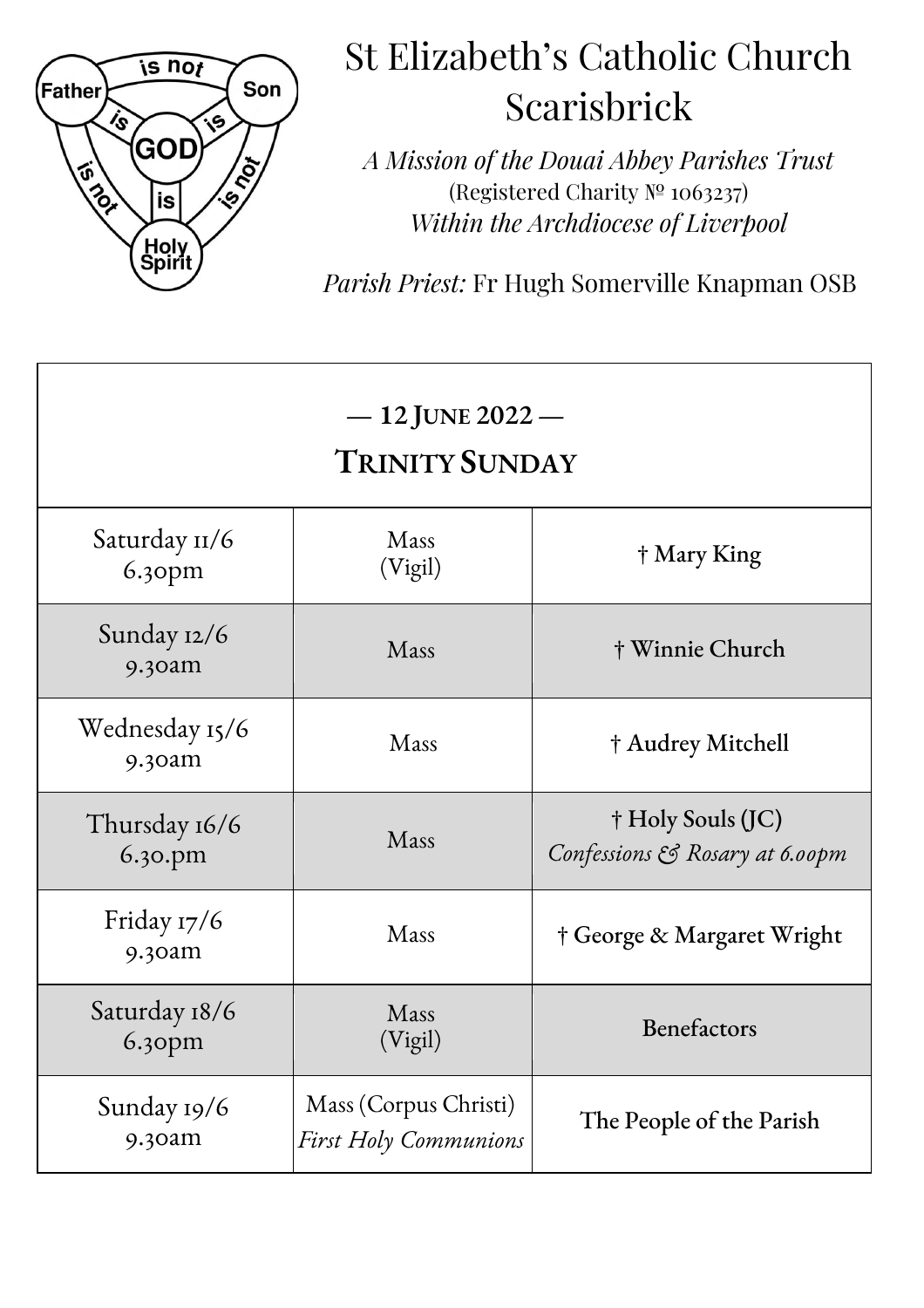# St Elizabeth's Catholic Church Scarisbrick

*A Mission of the Douai Abbey Parishes Trust*
(Registered Charity № 1063237)
*Within the Archdiocese of Liverpool*

*Parish Priest:* Fr Hugh Somerville Knapman OSB

| — 12 June 2022 — Trinity Sunday | | |
|---|---|---|
| Saturday 11/6 6.30pm | Mass (Vigil) | † Mary King |
| Sunday 12/6 9.30am | Mass | † Winnie Church |
| Wednesday 15/6 9.30am | Mass | † Audrey Mitchell |
| Thursday 16/6 6.30.pm | Mass | † Holy Souls (JC) *Confessions & Rosary at 6.00pm* |
| Friday 17/6 9.30am | Mass | † George & Margaret Wright |
| Saturday 18/6 6.30pm | Mass (Vigil) | Benefactors |
| Sunday 19/6 9.30am | Mass (Corpus Christi) *First Holy Communions* | The People of the Parish |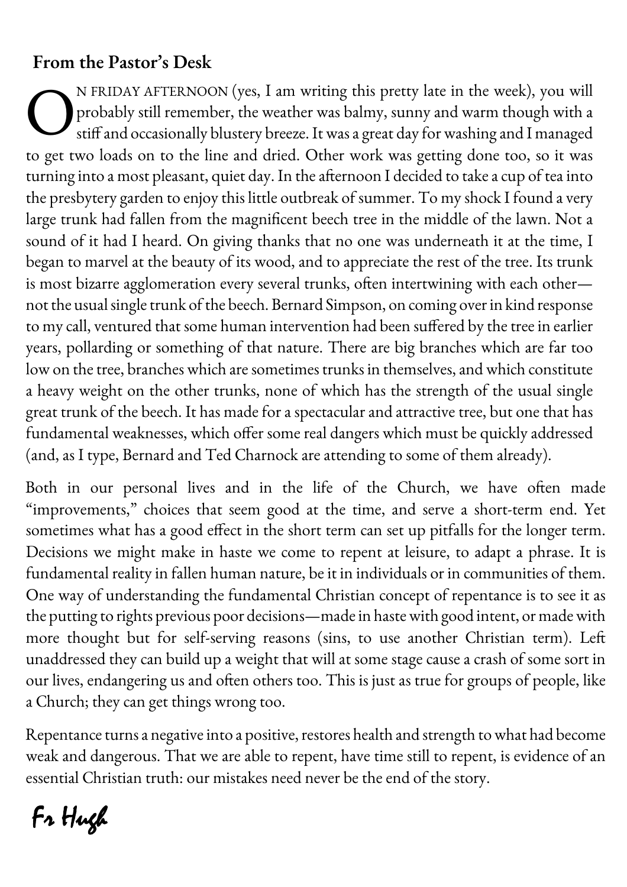## From the Pastor's Desk

ON FRIDAY AFTERNOON (yes, I am writing this pretty late in the week), you will probably still remember, the weather was balmy, sunny and warm though with a stiff and occasionally blustery breeze. It was a great day for washing and I managed to get two loads on to the line and dried. Other work was getting done too, so it was turning into a most pleasant, quiet day. In the afternoon I decided to take a cup of tea into the presbytery garden to enjoy this little outbreak of summer. To my shock I found a very large trunk had fallen from the magnificent beech tree in the middle of the lawn. Not a sound of it had I heard. On giving thanks that no one was underneath it at the time, I began to marvel at the beauty of its wood, and to appreciate the rest of the tree. Its trunk is most bizarre agglomeration every several trunks, often intertwining with each other—not the usual single trunk of the beech. Bernard Simpson, on coming over in kind response to my call, ventured that some human intervention had been suffered by the tree in earlier years, pollarding or something of that nature. There are big branches which are far too low on the tree, branches which are sometimes trunks in themselves, and which constitute a heavy weight on the other trunks, none of which has the strength of the usual single great trunk of the beech. It has made for a spectacular and attractive tree, but one that has fundamental weaknesses, which offer some real dangers which must be quickly addressed (and, as I type, Bernard and Ted Charnock are attending to some of them already).

Both in our personal lives and in the life of the Church, we have often made "improvements," choices that seem good at the time, and serve a short-term end. Yet sometimes what has a good effect in the short term can set up pitfalls for the longer term. Decisions we might make in haste we come to repent at leisure, to adapt a phrase. It is fundamental reality in fallen human nature, be it in individuals or in communities of them. One way of understanding the fundamental Christian concept of repentance is to see it as the putting to rights previous poor decisions—made in haste with good intent, or made with more thought but for self-serving reasons (sins, to use another Christian term). Left unaddressed they can build up a weight that will at some stage cause a crash of some sort in our lives, endangering us and often others too. This is just as true for groups of people, like a Church; they can get things wrong too.

Repentance turns a negative into a positive, restores health and strength to what had become weak and dangerous. That we are able to repent, have time still to repent, is evidence of an essential Christian truth: our mistakes need never be the end of the story.

Fr Hugh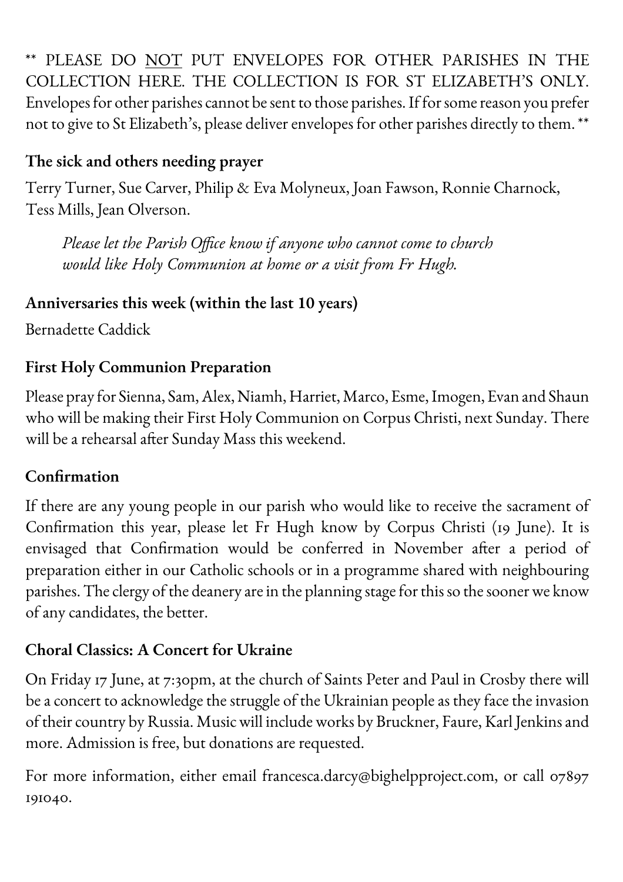** PLEASE DO <u>NOT</u> PUT ENVELOPES FOR OTHER PARISHES IN THE COLLECTION HERE. THE COLLECTION IS FOR ST ELIZABETH'S ONLY. Envelopes for other parishes cannot be sent to those parishes. If for some reason you prefer not to give to St Elizabeth's, please deliver envelopes for other parishes directly to them. **

### The sick and others needing prayer

Terry Turner, Sue Carver, Philip & Eva Molyneux, Joan Fawson, Ronnie Charnock, Tess Mills, Jean Olverson.

> *Please let the Parish Office know if anyone who cannot come to church would like Holy Communion at home or a visit from Fr Hugh.*

### Anniversaries this week (within the last 10 years)

Bernadette Caddick

### First Holy Communion Preparation

Please pray for Sienna, Sam, Alex, Niamh, Harriet, Marco, Esme, Imogen, Evan and Shaun who will be making their First Holy Communion on Corpus Christi, next Sunday. There will be a rehearsal after Sunday Mass this weekend.

### Confirmation

If there are any young people in our parish who would like to receive the sacrament of Confirmation this year, please let Fr Hugh know by Corpus Christi (19 June). It is envisaged that Confirmation would be conferred in November after a period of preparation either in our Catholic schools or in a programme shared with neighbouring parishes. The clergy of the deanery are in the planning stage for this so the sooner we know of any candidates, the better.

### Choral Classics: A Concert for Ukraine

On Friday 17 June, at 7:30pm, at the church of Saints Peter and Paul in Crosby there will be a concert to acknowledge the struggle of the Ukrainian people as they face the invasion of their country by Russia. Music will include works by Bruckner, Faure, Karl Jenkins and more. Admission is free, but donations are requested.

For more information, either email francesca.darcy@bighelpproject.com, or call 07897 191040.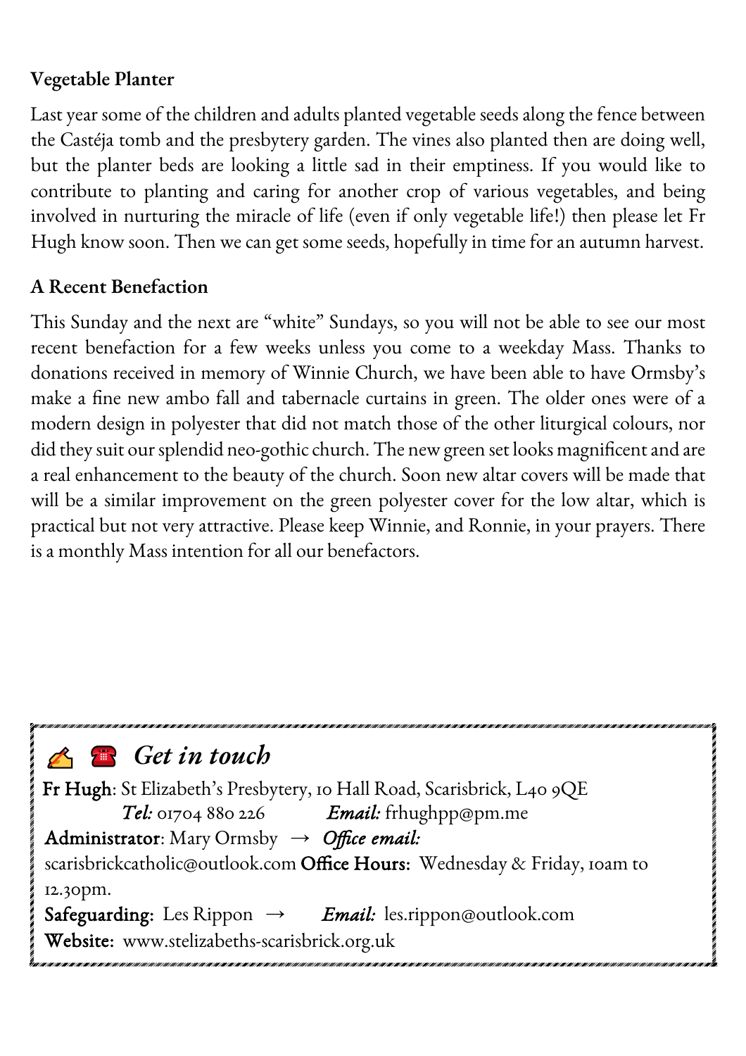### Vegetable Planter

Last year some of the children and adults planted vegetable seeds along the fence between the Castéja tomb and the presbytery garden. The vines also planted then are doing well, but the planter beds are looking a little sad in their emptiness. If you would like to contribute to planting and caring for another crop of various vegetables, and being involved in nurturing the miracle of life (even if only vegetable life!) then please let Fr Hugh know soon. Then we can get some seeds, hopefully in time for an autumn harvest.

### A Recent Benefaction

This Sunday and the next are "white" Sundays, so you will not be able to see our most recent benefaction for a few weeks unless you come to a weekday Mass. Thanks to donations received in memory of Winnie Church, we have been able to have Ormsby's make a fine new ambo fall and tabernacle curtains in green. The older ones were of a modern design in polyester that did not match those of the other liturgical colours, nor did they suit our splendid neo-gothic church. The new green set looks magnificent and are a real enhancement to the beauty of the church. Soon new altar covers will be made that will be a similar improvement on the green polyester cover for the low altar, which is practical but not very attractive. Please keep Winnie, and Ronnie, in your prayers. There is a monthly Mass intention for all our benefactors.

## ✍ ☎ *Get in touch*

**Fr Hugh**: St Elizabeth's Presbytery, 10 Hall Road, Scarisbrick, L40 9QE
*Tel:* 01704 880 226 *Email:* frhughpp@pm.me

**Administrator**: Mary Ormsby → *Office email:* scarisbrickcatholic@outlook.com **Office Hours:** Wednesday & Friday, 10am to 12.30pm.

**Safeguarding:** Les Rippon → *Email:* les.rippon@outlook.com

**Website:** www.stelizabeths-scarisbrick.org.uk